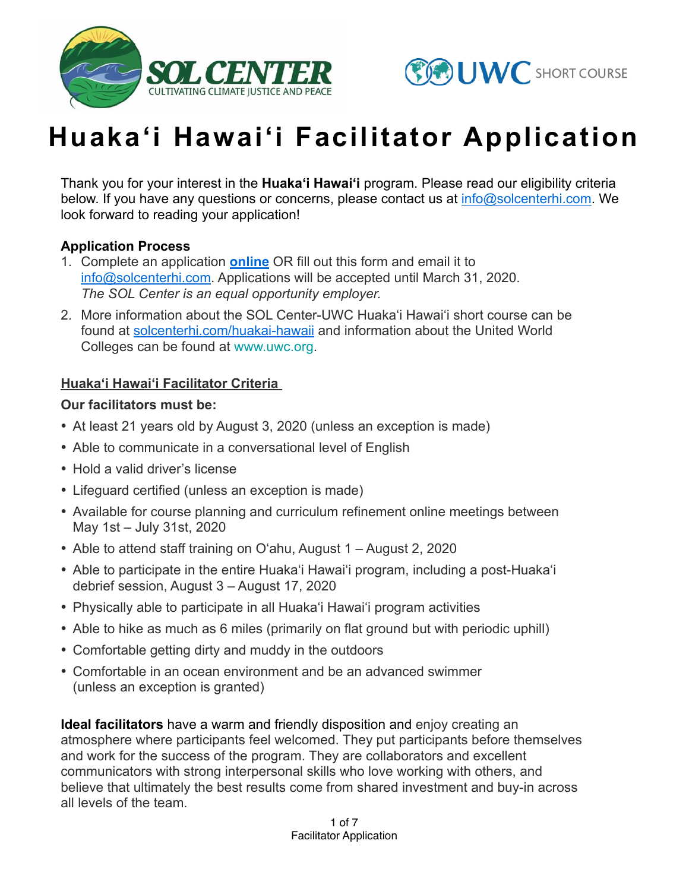# Huakaʻi Hawaiʻi Facilitator Application

Thank you for your interest in the **Huakaʻi Hawaiʻi** program. Please read our eligibility criteria below. If you have any questions or concerns, please contact us at info@solcenterhi.com. We look forward to reading your application!

**Application Process**

1. Complete an application **online** OR fill out this form and email it to info@solcenterhi.com. Applications will be accepted until March 31, 2020.
   *The SOL Center is an equal opportunity employer.*
2. More information about the SOL Center-UWC Huakaʻi Hawaiʻi short course can be found at solcenterhi.com/huakai-hawaii and information about the United World Colleges can be found at www.uwc.org.

**Huakaʻi Hawaiʻi Facilitator Criteria**

**Our facilitators must be:**

- At least 21 years old by August 3, 2020 (unless an exception is made)
- Able to communicate in a conversational level of English
- Hold a valid driver's license
- Lifeguard certified (unless an exception is made)
- Available for course planning and curriculum refinement online meetings between May 1st – July 31st, 2020
- Able to attend staff training on Oʻahu, August 1 – August 2, 2020
- Able to participate in the entire Huakaʻi Hawaiʻi program, including a post-Huakaʻi debrief session, August 3 – August 17, 2020
- Physically able to participate in all Huakaʻi Hawaiʻi program activities
- Able to hike as much as 6 miles (primarily on flat ground but with periodic uphill)
- Comfortable getting dirty and muddy in the outdoors
- Comfortable in an ocean environment and be an advanced swimmer (unless an exception is granted)

**Ideal facilitators** have a warm and friendly disposition and enjoy creating an atmosphere where participants feel welcomed. They put participants before themselves and work for the success of the program. They are collaborators and excellent communicators with strong interpersonal skills who love working with others, and believe that ultimately the best results come from shared investment and buy-in across all levels of the team.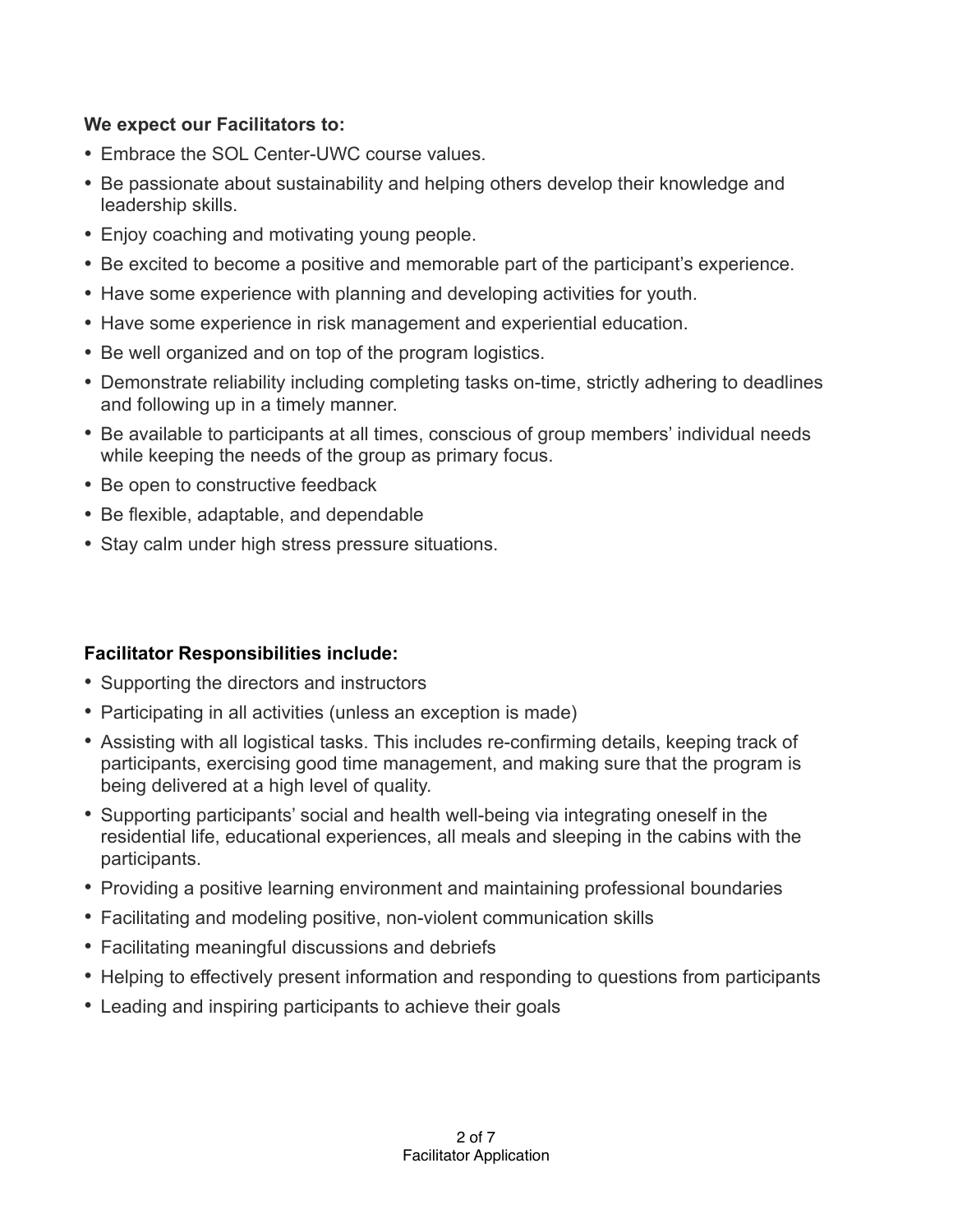**We expect our Facilitators to:**

- Embrace the SOL Center-UWC course values.
- Be passionate about sustainability and helping others develop their knowledge and leadership skills.
- Enjoy coaching and motivating young people.
- Be excited to become a positive and memorable part of the participant's experience.
- Have some experience with planning and developing activities for youth.
- Have some experience in risk management and experiential education.
- Be well organized and on top of the program logistics.
- Demonstrate reliability including completing tasks on-time, strictly adhering to deadlines and following up in a timely manner.
- Be available to participants at all times, conscious of group members' individual needs while keeping the needs of the group as primary focus.
- Be open to constructive feedback
- Be flexible, adaptable, and dependable
- Stay calm under high stress pressure situations.

**Facilitator Responsibilities include:**

- Supporting the directors and instructors
- Participating in all activities (unless an exception is made)
- Assisting with all logistical tasks. This includes re-confirming details, keeping track of participants, exercising good time management, and making sure that the program is being delivered at a high level of quality.
- Supporting participants' social and health well-being via integrating oneself in the residential life, educational experiences, all meals and sleeping in the cabins with the participants.
- Providing a positive learning environment and maintaining professional boundaries
- Facilitating and modeling positive, non-violent communication skills
- Facilitating meaningful discussions and debriefs
- Helping to effectively present information and responding to questions from participants
- Leading and inspiring participants to achieve their goals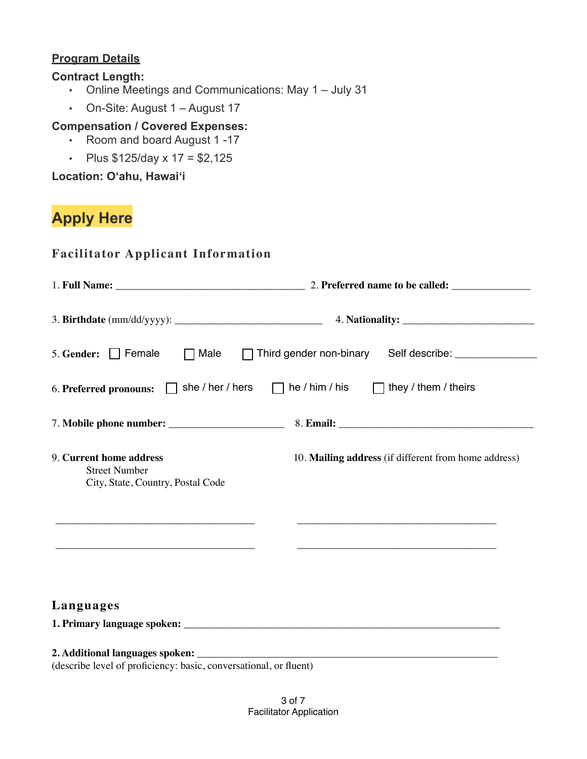## Program Details

**Contract Length:**

- Online Meetings and Communications: May 1 – July 31
- On-Site: August 1 – August 17

**Compensation / Covered Expenses:**

- Room and board August 1 -17
- Plus $125/day x 17 = $2,125

**Location: O‘ahu, Hawai‘i**

# Apply Here

## Facilitator Applicant Information

1. **Full Name:** ____________________________________ 2. **Preferred name to be called:** _______________

3. **Birthdate** (mm/dd/yyyy): ____________________________ 4. **Nationality:** _________________________

5. **Gender:** ☐ Female ☐ Male ☐ Third gender non-binary Self describe: ______________

6. **Preferred pronouns:** ☐ she / her / hers ☐ he / him / his ☐ they / them / theirs

7. **Mobile phone number:** ______________________ 8. **Email:** _____________________________________

9. **Current home address**
Street Number
City, State, Country, Postal Code

______________________________________

______________________________________

10. **Mailing address** (if different from home address)

______________________________________

______________________________________

## Languages

**1. Primary language spoken:** ____________________________________________________________

**2. Additional languages spoken:** _________________________________________________________
(describe level of proficiency: basic, conversational, or fluent)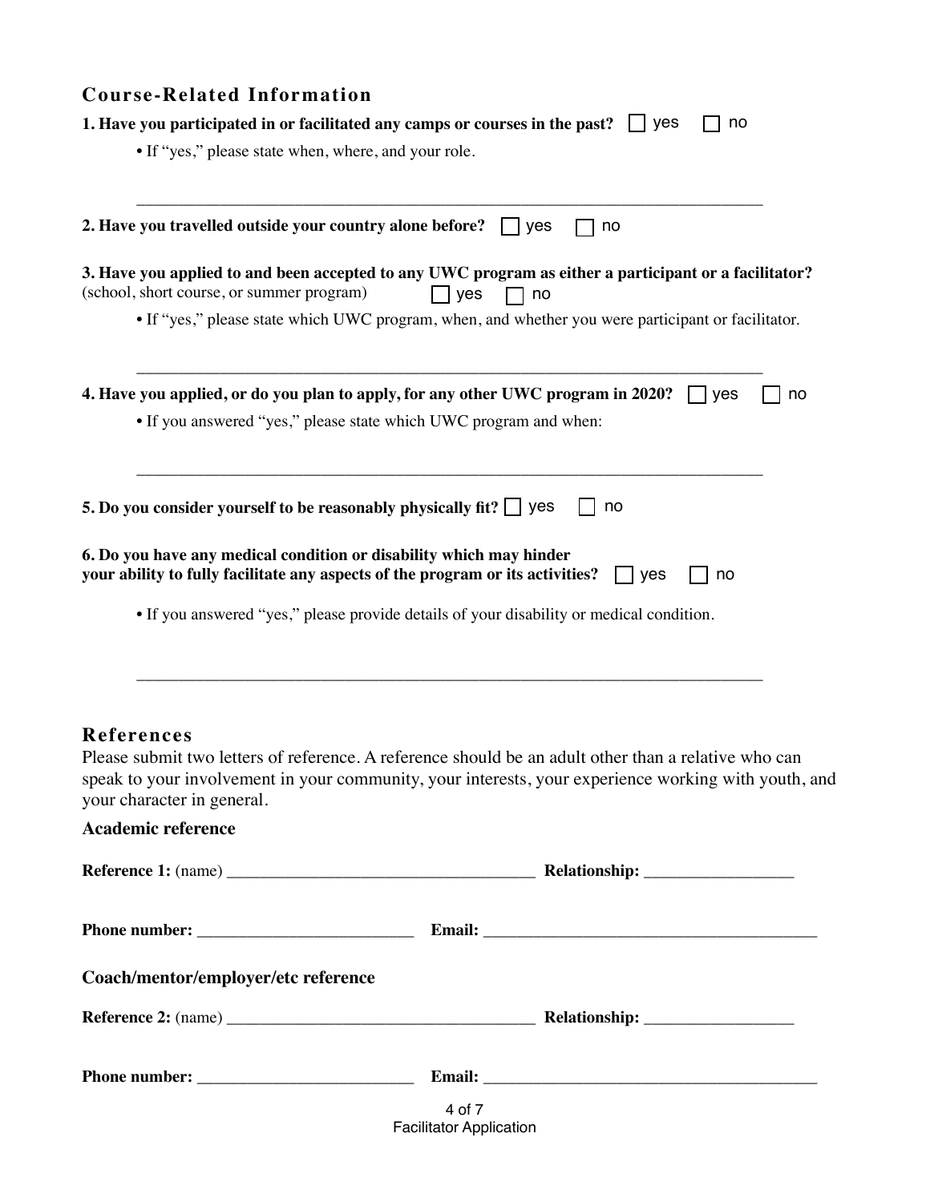## Course-Related Information

**1. Have you participated in or facilitated any camps or courses in the past?** ☐ yes ☐ no

- If "yes," please state when, where, and your role.

______________________________________________________________________________

**2. Have you travelled outside your country alone before?** ☐ yes ☐ no

**3. Have you applied to and been accepted to any UWC program as either a participant or a facilitator?**
(school, short course, or summer program) ☐ yes ☐ no

- If "yes," please state which UWC program, when, and whether you were participant or facilitator.

______________________________________________________________________________

**4. Have you applied, or do you plan to apply, for any other UWC program in 2020?** ☐ yes ☐ no

- If you answered "yes," please state which UWC program and when:

______________________________________________________________________________

**5. Do you consider yourself to be reasonably physically fit?** ☐ yes ☐ no

**6. Do you have any medical condition or disability which may hinder your ability to fully facilitate any aspects of the program or its activities?** ☐ yes ☐ no

- If you answered "yes," please provide details of your disability or medical condition.

______________________________________________________________________________

## References

Please submit two letters of reference. A reference should be an adult other than a relative who can speak to your involvement in your community, your interests, your experience working with youth, and your character in general.

**Academic reference**

**Reference 1:** (name) ______________________________________ **Relationship:** __________________

**Phone number:** __________________________ **Email:** _________________________________________

**Coach/mentor/employer/etc reference**

**Reference 2:** (name) ______________________________________ **Relationship:** __________________

**Phone number:** __________________________ **Email:** _________________________________________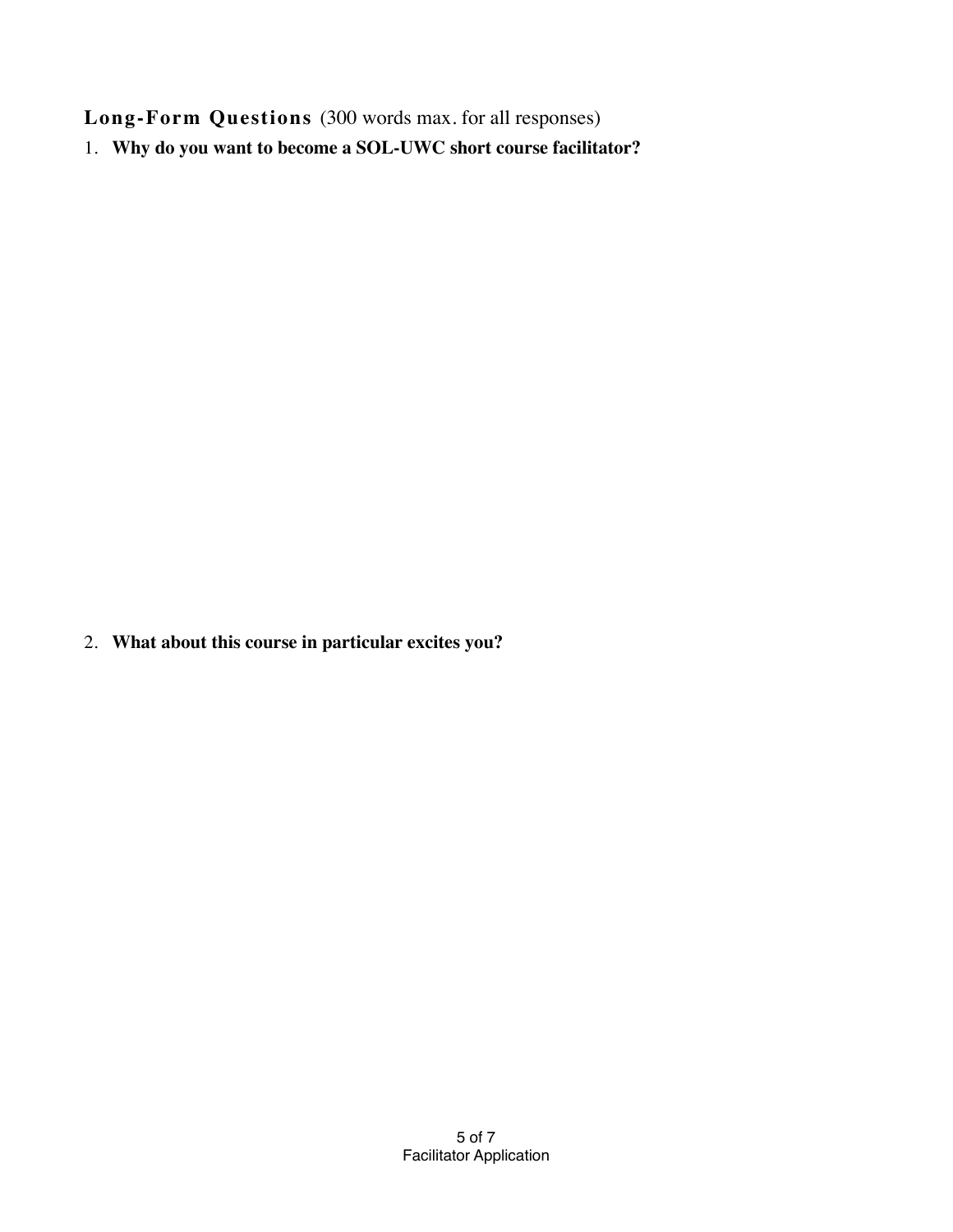## **Long-Form Questions** (300 words max. for all responses)

1. **Why do you want to become a SOL-UWC short course facilitator?**

2. **What about this course in particular excites you?**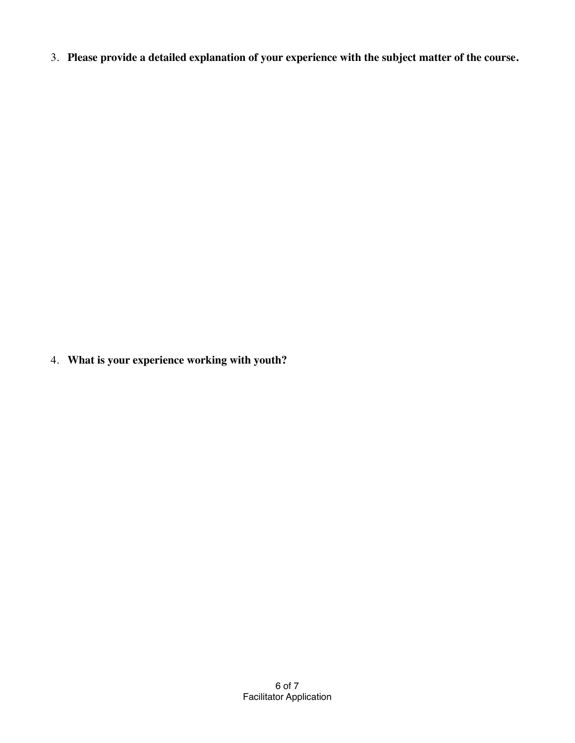3. **Please provide a detailed explanation of your experience with the subject matter of the course.**

4. **What is your experience working with youth?**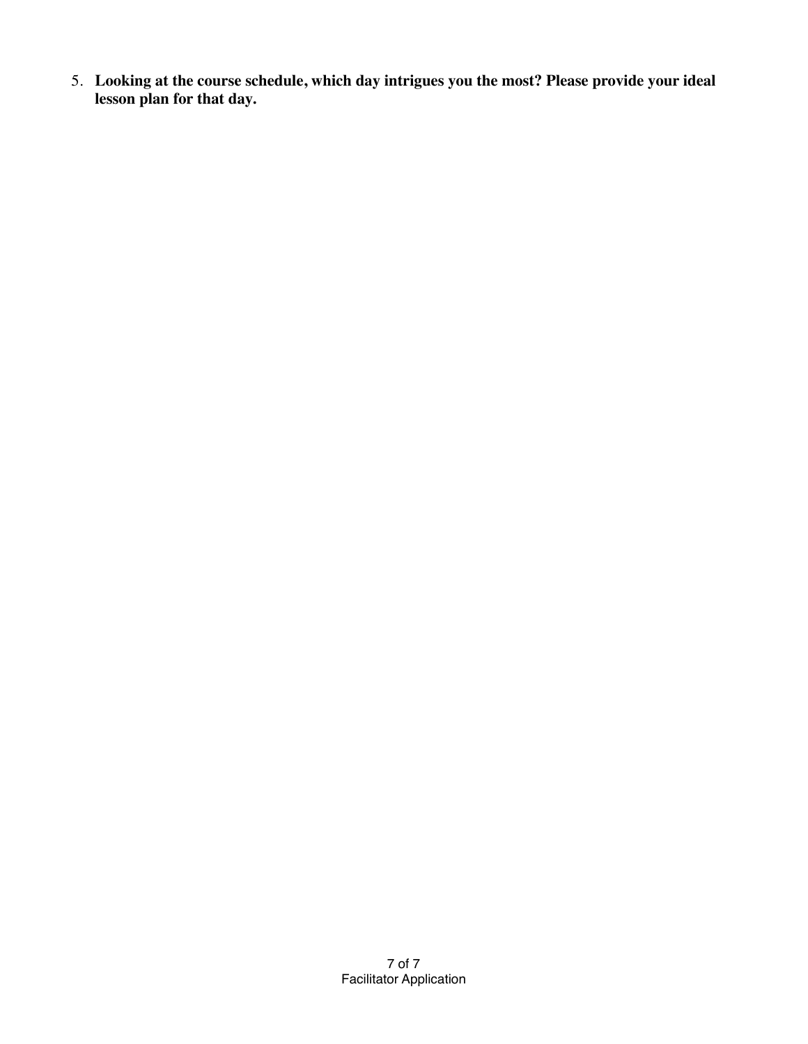5. **Looking at the course schedule, which day intrigues you the most? Please provide your ideal lesson plan for that day.**